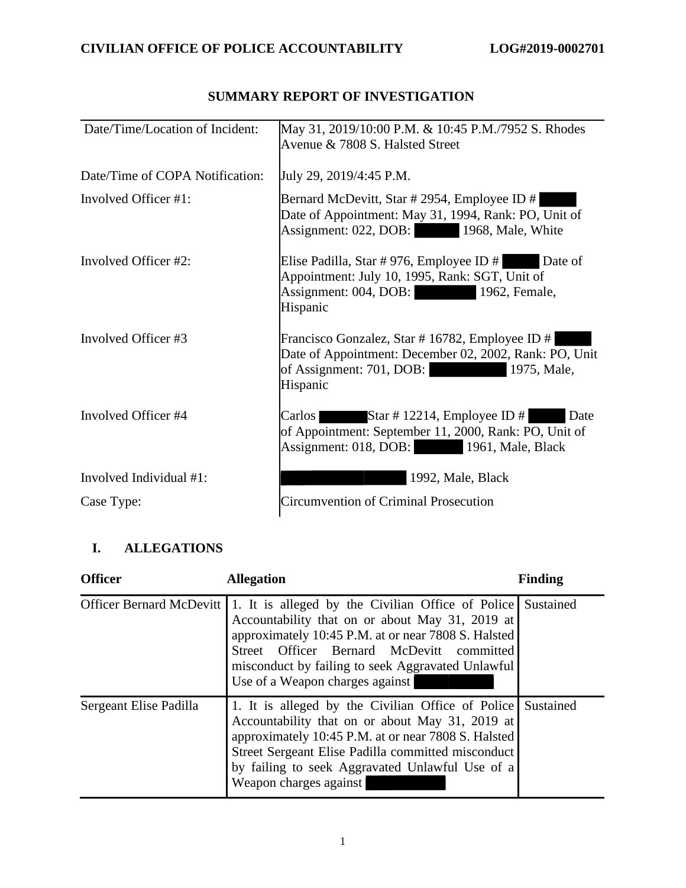**CIVILIAN OFFICE OF POLICE ACCOUNTABILITY** **LOG#2019-0002701**

## SUMMARY REPORT OF INVESTIGATION

| | |
|---|---|
| Date/Time/Location of Incident: | May 31, 2019/10:00 P.M. & 10:45 P.M./7952 S. Rhodes Avenue & 7808 S. Halsted Street |
| Date/Time of COPA Notification: | July 29, 2019/4:45 P.M. |
| Involved Officer #1: | Bernard McDevitt, Star # 2954, Employee ID # ██████ Date of Appointment: May 31, 1994, Rank: PO, Unit of Assignment: 022, DOB: ██████ 1968, Male, White |
| Involved Officer #2: | Elise Padilla, Star # 976, Employee ID # ██████ Date of Appointment: July 10, 1995, Rank: SGT, Unit of Assignment: 004, DOB: ██████ 1962, Female, Hispanic |
| Involved Officer #3 | Francisco Gonzalez, Star # 16782, Employee ID # ██████ Date of Appointment: December 02, 2002, Rank: PO, Unit of Assignment: 701, DOB: ██████ 1975, Male, Hispanic |
| Involved Officer #4 | Carlos ██████ Star # 12214, Employee ID # ██████ Date of Appointment: September 11, 2000, Rank: PO, Unit of Assignment: 018, DOB: ██████ 1961, Male, Black |
| Involved Individual #1: | ██████ 1992, Male, Black |
| Case Type: | Circumvention of Criminal Prosecution |

## I. ALLEGATIONS

| Officer | Allegation | Finding |
|---|---|---|
| Officer Bernard McDevitt | 1. It is alleged by the Civilian Office of Police Accountability that on or about May 31, 2019 at approximately 10:45 P.M. at or near 7808 S. Halsted Street Officer Bernard McDevitt committed misconduct by failing to seek Aggravated Unlawful Use of a Weapon charges against ██████ | Sustained |
| Sergeant Elise Padilla | 1. It is alleged by the Civilian Office of Police Accountability that on or about May 31, 2019 at approximately 10:45 P.M. at or near 7808 S. Halsted Street Sergeant Elise Padilla committed misconduct by failing to seek Aggravated Unlawful Use of a Weapon charges against ██████ | Sustained |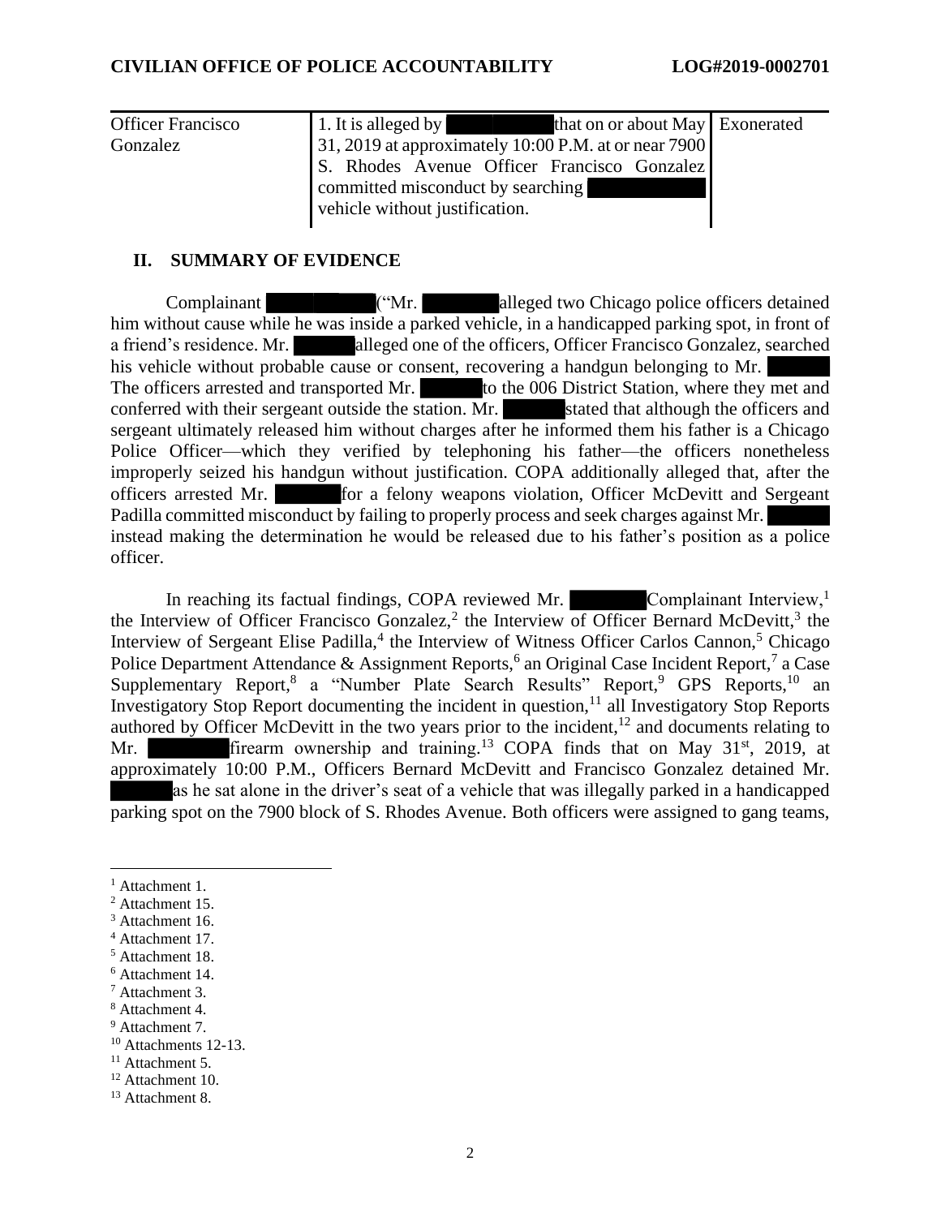| | | |
|---|---|---|
| Officer Francisco Gonzalez | 1. It is alleged by ██████ that on or about May 31, 2019 at approximately 10:00 P.M. at or near 7900 S. Rhodes Avenue Officer Francisco Gonzalez committed misconduct by searching ██████ vehicle without justification. | Exonerated |

## II. SUMMARY OF EVIDENCE

Complainant ██████ ("Mr. ██████ alleged two Chicago police officers detained him without cause while he was inside a parked vehicle, in a handicapped parking spot, in front of a friend's residence. Mr. ██████ alleged one of the officers, Officer Francisco Gonzalez, searched his vehicle without probable cause or consent, recovering a handgun belonging to Mr. ██████ The officers arrested and transported Mr. ██████ to the 006 District Station, where they met and conferred with their sergeant outside the station. Mr. ██████ stated that although the officers and sergeant ultimately released him without charges after he informed them his father is a Chicago Police Officer—which they verified by telephoning his father—the officers nonetheless improperly seized his handgun without justification. COPA additionally alleged that, after the officers arrested Mr. ██████ for a felony weapons violation, Officer McDevitt and Sergeant Padilla committed misconduct by failing to properly process and seek charges against Mr. ██████ instead making the determination he would be released due to his father's position as a police officer.

In reaching its factual findings, COPA reviewed Mr. ██████ Complainant Interview,[1] the Interview of Officer Francisco Gonzalez,[2] the Interview of Officer Bernard McDevitt,[3] the Interview of Sergeant Elise Padilla,[4] the Interview of Witness Officer Carlos Cannon,[5] Chicago Police Department Attendance & Assignment Reports,[6] an Original Case Incident Report,[7] a Case Supplementary Report,[8] a "Number Plate Search Results" Report,[9] GPS Reports,[10] an Investigatory Stop Report documenting the incident in question,[11] all Investigatory Stop Reports authored by Officer McDevitt in the two years prior to the incident,[12] and documents relating to Mr. ██████ firearm ownership and training.[13] COPA finds that on May 31st, 2019, at approximately 10:00 P.M., Officers Bernard McDevitt and Francisco Gonzalez detained Mr. ██████ as he sat alone in the driver's seat of a vehicle that was illegally parked in a handicapped parking spot on the 7900 block of S. Rhodes Avenue. Both officers were assigned to gang teams,

[1] Attachment 1.
[2] Attachment 15.
[3] Attachment 16.
[4] Attachment 17.
[5] Attachment 18.
[6] Attachment 14.
[7] Attachment 3.
[8] Attachment 4.
[9] Attachment 7.
[10] Attachments 12-13.
[11] Attachment 5.
[12] Attachment 10.
[13] Attachment 8.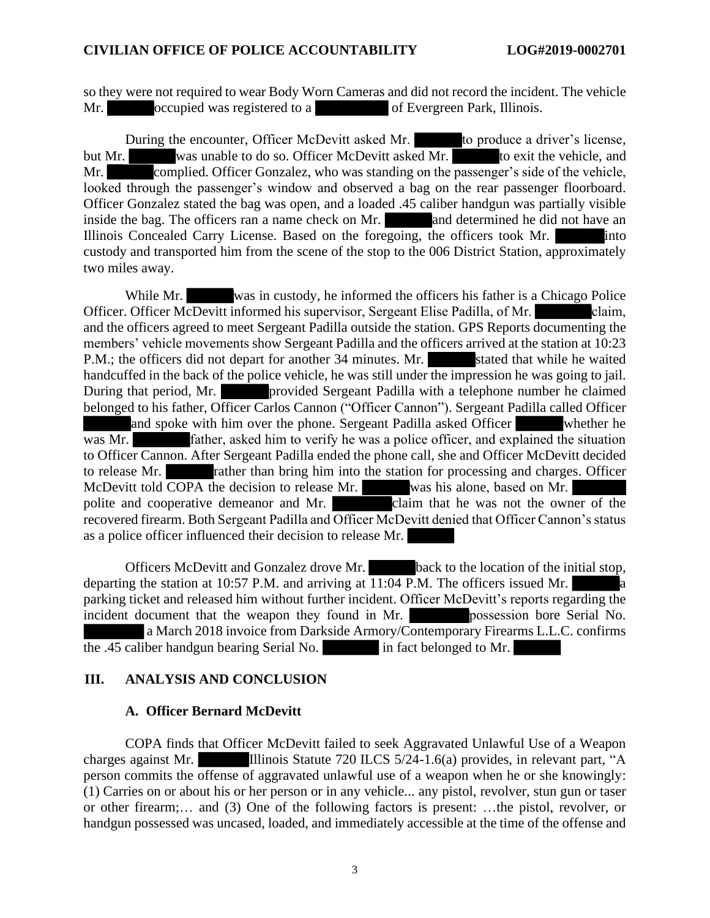so they were not required to wear Body Worn Cameras and did not record the incident. The vehicle Mr. ██████ occupied was registered to a ██████████ of Evergreen Park, Illinois.

During the encounter, Officer McDevitt asked Mr. ██████ to produce a driver's license, but Mr. ██████ was unable to do so. Officer McDevitt asked Mr. ██████ to exit the vehicle, and Mr. ██████ complied. Officer Gonzalez, who was standing on the passenger's side of the vehicle, looked through the passenger's window and observed a bag on the rear passenger floorboard. Officer Gonzalez stated the bag was open, and a loaded .45 caliber handgun was partially visible inside the bag. The officers ran a name check on Mr. ██████ and determined he did not have an Illinois Concealed Carry License. Based on the foregoing, the officers took Mr. ██████ into custody and transported him from the scene of the stop to the 006 District Station, approximately two miles away.

While Mr. ██████ was in custody, he informed the officers his father is a Chicago Police Officer. Officer McDevitt informed his supervisor, Sergeant Elise Padilla, of Mr. ██████ claim, and the officers agreed to meet Sergeant Padilla outside the station. GPS Reports documenting the members' vehicle movements show Sergeant Padilla and the officers arrived at the station at 10:23 P.M.; the officers did not depart for another 34 minutes. Mr. ██████ stated that while he waited handcuffed in the back of the police vehicle, he was still under the impression he was going to jail. During that period, Mr. ██████ provided Sergeant Padilla with a telephone number he claimed belonged to his father, Officer Carlos Cannon ("Officer Cannon"). Sergeant Padilla called Officer ██████ and spoke with him over the phone. Sergeant Padilla asked Officer ██████ whether he was Mr. ██████ father, asked him to verify he was a police officer, and explained the situation to Officer Cannon. After Sergeant Padilla ended the phone call, she and Officer McDevitt decided to release Mr. ██████ rather than bring him into the station for processing and charges. Officer McDevitt told COPA the decision to release Mr. ██████ was his alone, based on Mr. ██████ polite and cooperative demeanor and Mr. ██████ claim that he was not the owner of the recovered firearm. Both Sergeant Padilla and Officer McDevitt denied that Officer Cannon's status as a police officer influenced their decision to release Mr. ██████

Officers McDevitt and Gonzalez drove Mr. ██████ back to the location of the initial stop, departing the station at 10:57 P.M. and arriving at 11:04 P.M. The officers issued Mr. ██████ a parking ticket and released him without further incident. Officer McDevitt's reports regarding the incident document that the weapon they found in Mr. ██████ possession bore Serial No. ██████ a March 2018 invoice from Darkside Armory/Contemporary Firearms L.L.C. confirms the .45 caliber handgun bearing Serial No. ██████ in fact belonged to Mr. ██████

## III. ANALYSIS AND CONCLUSION

### A. Officer Bernard McDevitt

COPA finds that Officer McDevitt failed to seek Aggravated Unlawful Use of a Weapon charges against Mr. ██████ Illinois Statute 720 ILCS 5/24-1.6(a) provides, in relevant part, "A person commits the offense of aggravated unlawful use of a weapon when he or she knowingly: (1) Carries on or about his or her person or in any vehicle... any pistol, revolver, stun gun or taser or other firearm;… and (3) One of the following factors is present: …the pistol, revolver, or handgun possessed was uncased, loaded, and immediately accessible at the time of the offense and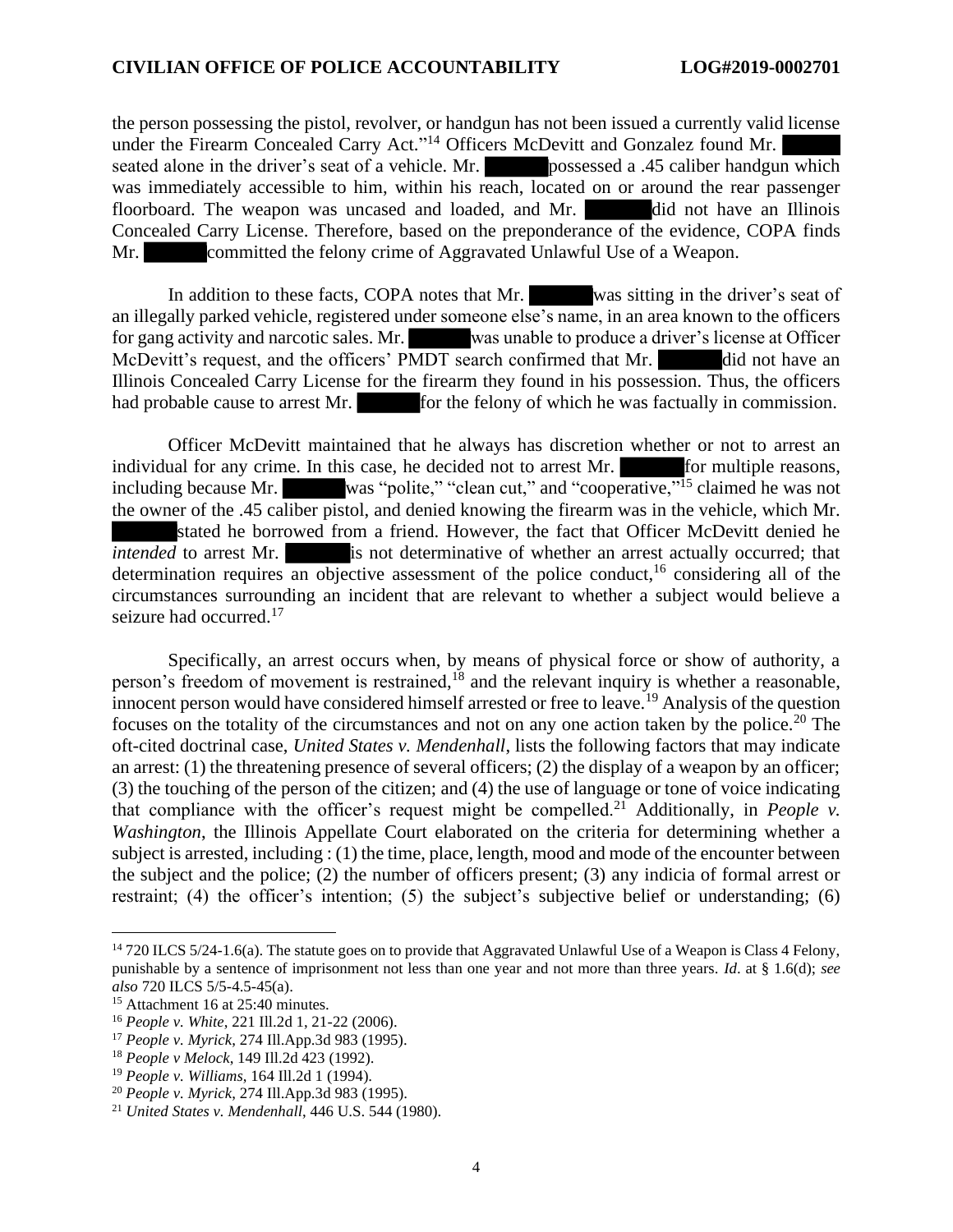the person possessing the pistol, revolver, or handgun has not been issued a currently valid license under the Firearm Concealed Carry Act."[14] Officers McDevitt and Gonzalez found Mr. ██████ seated alone in the driver's seat of a vehicle. Mr. ██████ possessed a .45 caliber handgun which was immediately accessible to him, within his reach, located on or around the rear passenger floorboard. The weapon was uncased and loaded, and Mr. ██████ did not have an Illinois Concealed Carry License. Therefore, based on the preponderance of the evidence, COPA finds Mr. ██████ committed the felony crime of Aggravated Unlawful Use of a Weapon.

In addition to these facts, COPA notes that Mr. ██████ was sitting in the driver's seat of an illegally parked vehicle, registered under someone else's name, in an area known to the officers for gang activity and narcotic sales. Mr. ██████ was unable to produce a driver's license at Officer McDevitt's request, and the officers' PMDT search confirmed that Mr. ██████ did not have an Illinois Concealed Carry License for the firearm they found in his possession. Thus, the officers had probable cause to arrest Mr. ██████ for the felony of which he was factually in commission.

Officer McDevitt maintained that he always has discretion whether or not to arrest an individual for any crime. In this case, he decided not to arrest Mr. ██████ for multiple reasons, including because Mr. ██████ was "polite," "clean cut," and "cooperative,"[15] claimed he was not the owner of the .45 caliber pistol, and denied knowing the firearm was in the vehicle, which Mr. ██████ stated he borrowed from a friend. However, the fact that Officer McDevitt denied he *intended* to arrest Mr. ██████ is not determinative of whether an arrest actually occurred; that determination requires an objective assessment of the police conduct,[16] considering all of the circumstances surrounding an incident that are relevant to whether a subject would believe a seizure had occurred.[17]

Specifically, an arrest occurs when, by means of physical force or show of authority, a person's freedom of movement is restrained,[18] and the relevant inquiry is whether a reasonable, innocent person would have considered himself arrested or free to leave.[19] Analysis of the question focuses on the totality of the circumstances and not on any one action taken by the police.[20] The oft-cited doctrinal case, *United States v. Mendenhall*, lists the following factors that may indicate an arrest: (1) the threatening presence of several officers; (2) the display of a weapon by an officer; (3) the touching of the person of the citizen; and (4) the use of language or tone of voice indicating that compliance with the officer's request might be compelled.[21] Additionally, in *People v. Washington*, the Illinois Appellate Court elaborated on the criteria for determining whether a subject is arrested, including : (1) the time, place, length, mood and mode of the encounter between the subject and the police; (2) the number of officers present; (3) any indicia of formal arrest or restraint; (4) the officer's intention; (5) the subject's subjective belief or understanding; (6)

---

[14] 720 ILCS 5/24-1.6(a). The statute goes on to provide that Aggravated Unlawful Use of a Weapon is Class 4 Felony, punishable by a sentence of imprisonment not less than one year and not more than three years. *Id*. at § 1.6(d); *see also* 720 ILCS 5/5-4.5-45(a).

[15] Attachment 16 at 25:40 minutes.

[16] *People v. White*, 221 Ill.2d 1, 21-22 (2006).

[17] *People v. Myrick*, 274 Ill.App.3d 983 (1995).

[18] *People v Melock*, 149 Ill.2d 423 (1992).

[19] *People v. Williams*, 164 Ill.2d 1 (1994).

[20] *People v. Myrick*, 274 Ill.App.3d 983 (1995).

[21] *United States v. Mendenhall*, 446 U.S. 544 (1980).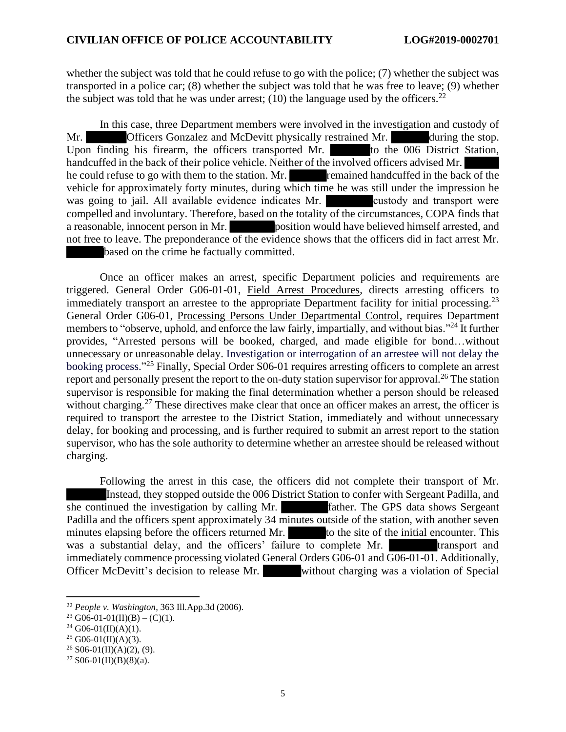whether the subject was told that he could refuse to go with the police; (7) whether the subject was transported in a police car; (8) whether the subject was told that he was free to leave; (9) whether the subject was told that he was under arrest; (10) the language used by the officers.[22]

In this case, three Department members were involved in the investigation and custody of Mr. Officers Gonzalez and McDevitt physically restrained Mr. during the stop. Upon finding his firearm, the officers transported Mr. to the 006 District Station, handcuffed in the back of their police vehicle. Neither of the involved officers advised Mr. he could refuse to go with them to the station. Mr. remained handcuffed in the back of the vehicle for approximately forty minutes, during which time he was still under the impression he was going to jail. All available evidence indicates Mr. custody and transport were compelled and involuntary. Therefore, based on the totality of the circumstances, COPA finds that a reasonable, innocent person in Mr. position would have believed himself arrested, and not free to leave. The preponderance of the evidence shows that the officers did in fact arrest Mr. based on the crime he factually committed.

Once an officer makes an arrest, specific Department policies and requirements are triggered. General Order G06-01-01, Field Arrest Procedures, directs arresting officers to immediately transport an arrestee to the appropriate Department facility for initial processing.[23] General Order G06-01, Processing Persons Under Departmental Control, requires Department members to "observe, uphold, and enforce the law fairly, impartially, and without bias."[24] It further provides, "Arrested persons will be booked, charged, and made eligible for bond…without unnecessary or unreasonable delay. Investigation or interrogation of an arrestee will not delay the booking process."[25] Finally, Special Order S06-01 requires arresting officers to complete an arrest report and personally present the report to the on-duty station supervisor for approval.[26] The station supervisor is responsible for making the final determination whether a person should be released without charging.[27] These directives make clear that once an officer makes an arrest, the officer is required to transport the arrestee to the District Station, immediately and without unnecessary delay, for booking and processing, and is further required to submit an arrest report to the station supervisor, who has the sole authority to determine whether an arrestee should be released without charging.

Following the arrest in this case, the officers did not complete their transport of Mr. Instead, they stopped outside the 006 District Station to confer with Sergeant Padilla, and she continued the investigation by calling Mr. father. The GPS data shows Sergeant Padilla and the officers spent approximately 34 minutes outside of the station, with another seven minutes elapsing before the officers returned Mr. to the site of the initial encounter. This was a substantial delay, and the officers' failure to complete Mr. transport and immediately commence processing violated General Orders G06-01 and G06-01-01. Additionally, Officer McDevitt's decision to release Mr. without charging was a violation of Special

---

[22] *People v. Washington*, 363 Ill.App.3d (2006).
[23] G06-01-01(II)(B) – (C)(1).
[24] G06-01(II)(A)(1).
[25] G06-01(II)(A)(3).
[26] S06-01(II)(A)(2), (9).
[27] S06-01(II)(B)(8)(a).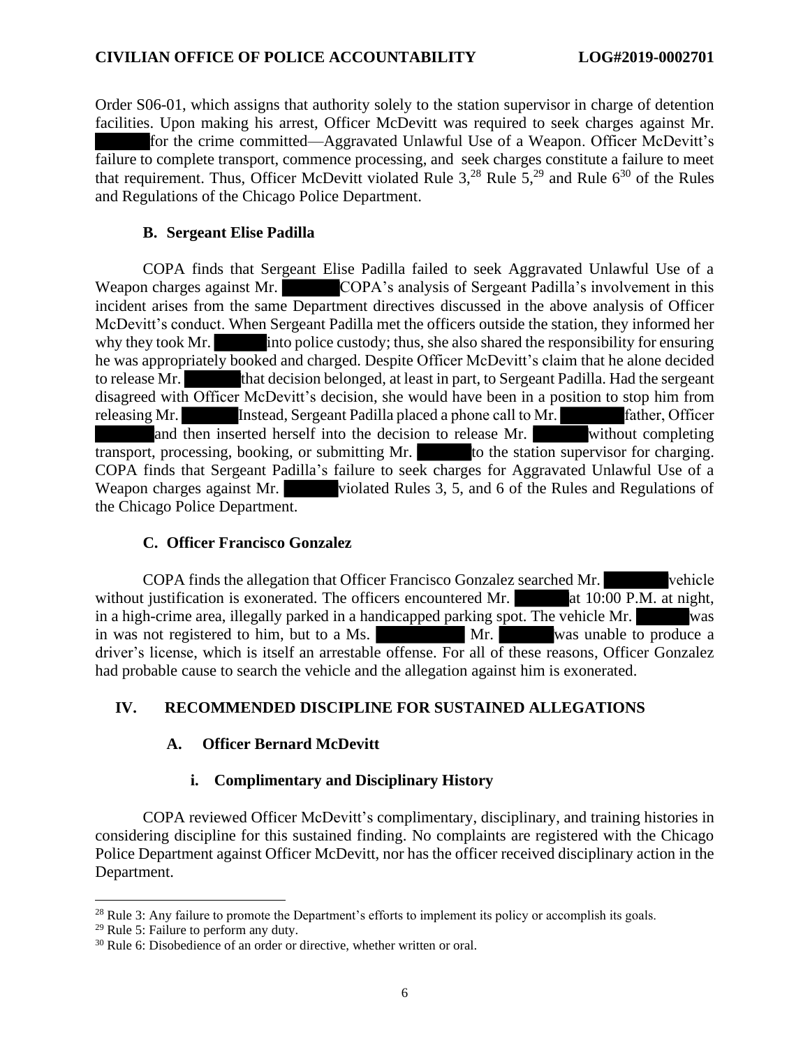Order S06-01, which assigns that authority solely to the station supervisor in charge of detention facilities. Upon making his arrest, Officer McDevitt was required to seek charges against Mr. [REDACTED] for the crime committed—Aggravated Unlawful Use of a Weapon. Officer McDevitt's failure to complete transport, commence processing, and seek charges constitute a failure to meet that requirement. Thus, Officer McDevitt violated Rule 3,[28] Rule 5,[29] and Rule 6[30] of the Rules and Regulations of the Chicago Police Department.

### B. Sergeant Elise Padilla

COPA finds that Sergeant Elise Padilla failed to seek Aggravated Unlawful Use of a Weapon charges against Mr. [REDACTED] COPA's analysis of Sergeant Padilla's involvement in this incident arises from the same Department directives discussed in the above analysis of Officer McDevitt's conduct. When Sergeant Padilla met the officers outside the station, they informed her why they took Mr. [REDACTED] into police custody; thus, she also shared the responsibility for ensuring he was appropriately booked and charged. Despite Officer McDevitt's claim that he alone decided to release Mr. [REDACTED] that decision belonged, at least in part, to Sergeant Padilla. Had the sergeant disagreed with Officer McDevitt's decision, she would have been in a position to stop him from releasing Mr. [REDACTED] Instead, Sergeant Padilla placed a phone call to Mr. [REDACTED] father, Officer [REDACTED] and then inserted herself into the decision to release Mr. [REDACTED] without completing transport, processing, booking, or submitting Mr. [REDACTED] to the station supervisor for charging. COPA finds that Sergeant Padilla's failure to seek charges for Aggravated Unlawful Use of a Weapon charges against Mr. [REDACTED] violated Rules 3, 5, and 6 of the Rules and Regulations of the Chicago Police Department.

### C. Officer Francisco Gonzalez

COPA finds the allegation that Officer Francisco Gonzalez searched Mr. [REDACTED] vehicle without justification is exonerated. The officers encountered Mr. [REDACTED] at 10:00 P.M. at night, in a high-crime area, illegally parked in a handicapped parking spot. The vehicle Mr. [REDACTED] was in was not registered to him, but to a Ms. [REDACTED] Mr. [REDACTED] was unable to produce a driver's license, which is itself an arrestable offense. For all of these reasons, Officer Gonzalez had probable cause to search the vehicle and the allegation against him is exonerated.

## IV. RECOMMENDED DISCIPLINE FOR SUSTAINED ALLEGATIONS

### A. Officer Bernard McDevitt

#### i. Complimentary and Disciplinary History

COPA reviewed Officer McDevitt's complimentary, disciplinary, and training histories in considering discipline for this sustained finding. No complaints are registered with the Chicago Police Department against Officer McDevitt, nor has the officer received disciplinary action in the Department.

---

[28] Rule 3: Any failure to promote the Department's efforts to implement its policy or accomplish its goals.

[29] Rule 5: Failure to perform any duty.

[30] Rule 6: Disobedience of an order or directive, whether written or oral.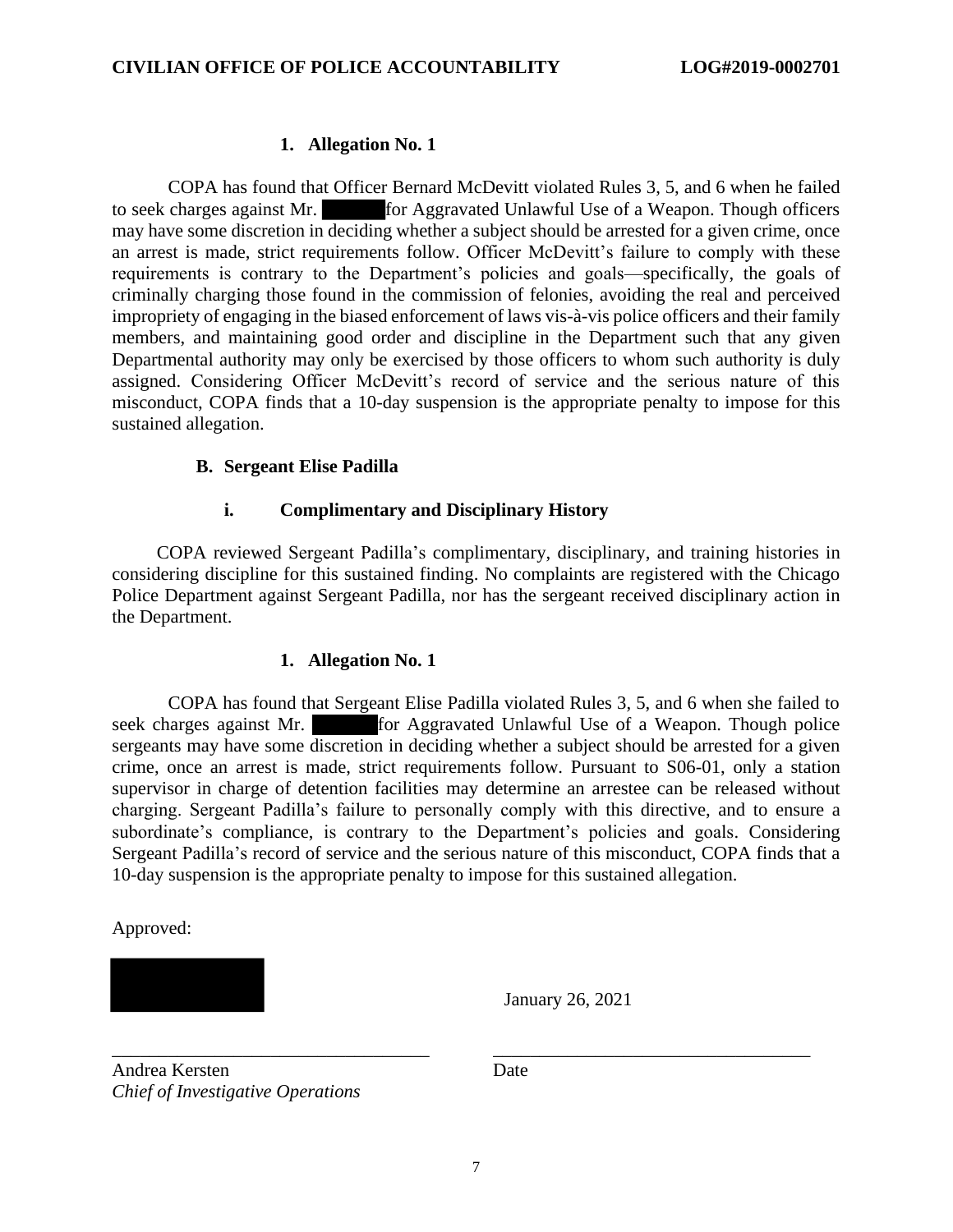#### 1. Allegation No. 1

COPA has found that Officer Bernard McDevitt violated Rules 3, 5, and 6 when he failed to seek charges against Mr. ██████ for Aggravated Unlawful Use of a Weapon. Though officers may have some discretion in deciding whether a subject should be arrested for a given crime, once an arrest is made, strict requirements follow. Officer McDevitt's failure to comply with these requirements is contrary to the Department's policies and goals—specifically, the goals of criminally charging those found in the commission of felonies, avoiding the real and perceived impropriety of engaging in the biased enforcement of laws vis-à-vis police officers and their family members, and maintaining good order and discipline in the Department such that any given Departmental authority may only be exercised by those officers to whom such authority is duly assigned. Considering Officer McDevitt's record of service and the serious nature of this misconduct, COPA finds that a 10-day suspension is the appropriate penalty to impose for this sustained allegation.

### B. Sergeant Elise Padilla

#### i. Complimentary and Disciplinary History

COPA reviewed Sergeant Padilla's complimentary, disciplinary, and training histories in considering discipline for this sustained finding. No complaints are registered with the Chicago Police Department against Sergeant Padilla, nor has the sergeant received disciplinary action in the Department.

#### 1. Allegation No. 1

COPA has found that Sergeant Elise Padilla violated Rules 3, 5, and 6 when she failed to seek charges against Mr. ██████ for Aggravated Unlawful Use of a Weapon. Though police sergeants may have some discretion in deciding whether a subject should be arrested for a given crime, once an arrest is made, strict requirements follow. Pursuant to S06-01, only a station supervisor in charge of detention facilities may determine an arrestee can be released without charging. Sergeant Padilla's failure to personally comply with this directive, and to ensure a subordinate's compliance, is contrary to the Department's policies and goals. Considering Sergeant Padilla's record of service and the serious nature of this misconduct, COPA finds that a 10-day suspension is the appropriate penalty to impose for this sustained allegation.

Approved:

██████████

\_\_\_\_\_\_\_\_\_\_\_\_\_\_\_\_\_\_\_\_\_\_\_\_\_\_\_\_\_\_\_\_\_\_\_
Andrea Kersten
*Chief of Investigative Operations*

January 26, 2021

\_\_\_\_\_\_\_\_\_\_\_\_\_\_\_\_\_\_\_\_\_\_\_\_\_\_\_\_\_\_\_\_\_\_\_
Date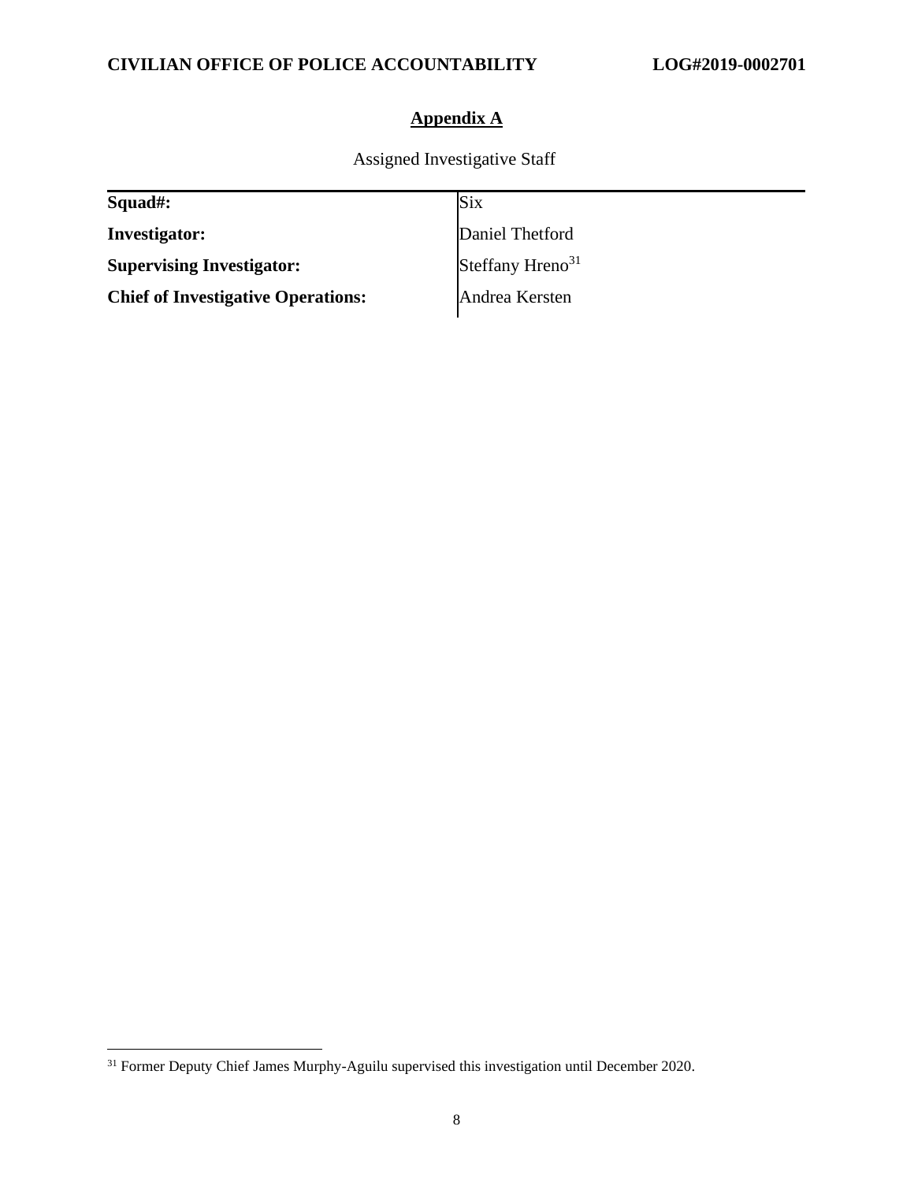## Appendix A

Assigned Investigative Staff

| | |
|---|---|
| **Squad#:** | Six |
| **Investigator:** | Daniel Thetford |
| **Supervising Investigator:** | Steffany Hreno[31] |
| **Chief of Investigative Operations:** | Andrea Kersten |

[31] Former Deputy Chief James Murphy-Aguilu supervised this investigation until December 2020.